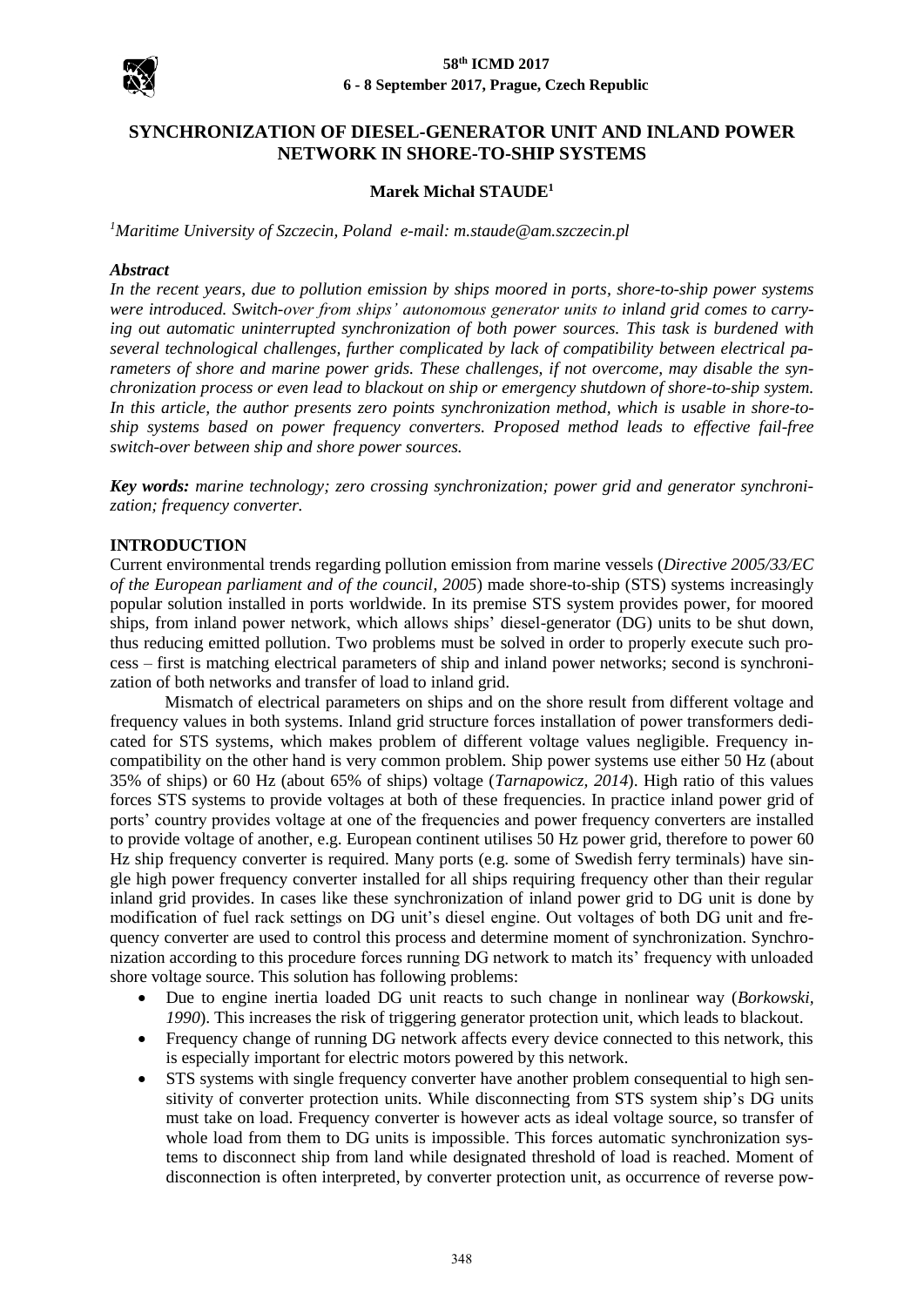# SYNCHRONIZATION OF DIESEL-GENERATOR UNIT AND INLAND POWER NETWORK IN SHORE-TO-SHIP SYSTEMS

**Marek Michał STAUDE**[1]

[1]*Maritime University of Szczecin, Poland e-mail: m.staude@am.szczecin.pl*

### *Abstract*

*In the recent years, due to pollution emission by ships moored in ports, shore-to-ship power systems were introduced. Switch-over from ships' autonomous generator units to inland grid comes to carrying out automatic uninterrupted synchronization of both power sources. This task is burdened with several technological challenges, further complicated by lack of compatibility between electrical parameters of shore and marine power grids. These challenges, if not overcome, may disable the synchronization process or even lead to blackout on ship or emergency shutdown of shore-to-ship system. In this article, the author presents zero points synchronization method, which is usable in shore-to-ship systems based on power frequency converters. Proposed method leads to effective fail-free switch-over between ship and shore power sources.*

***Key words:*** *marine technology; zero crossing synchronization; power grid and generator synchronization; frequency converter.*

## INTRODUCTION

Current environmental trends regarding pollution emission from marine vessels (*Directive 2005/33/EC of the European parliament and of the council*, *2005*) made shore-to-ship (STS) systems increasingly popular solution installed in ports worldwide. In its premise STS system provides power, for moored ships, from inland power network, which allows ships' diesel-generator (DG) units to be shut down, thus reducing emitted pollution. Two problems must be solved in order to properly execute such process – first is matching electrical parameters of ship and inland power networks; second is synchronization of both networks and transfer of load to inland grid.

Mismatch of electrical parameters on ships and on the shore result from different voltage and frequency values in both systems. Inland grid structure forces installation of power transformers dedicated for STS systems, which makes problem of different voltage values negligible. Frequency incompatibility on the other hand is very common problem. Ship power systems use either 50 Hz (about 35% of ships) or 60 Hz (about 65% of ships) voltage (*Tarnapowicz, 2014*). High ratio of this values forces STS systems to provide voltages at both of these frequencies. In practice inland power grid of ports' country provides voltage at one of the frequencies and power frequency converters are installed to provide voltage of another, e.g. European continent utilises 50 Hz power grid, therefore to power 60 Hz ship frequency converter is required. Many ports (e.g. some of Swedish ferry terminals) have single high power frequency converter installed for all ships requiring frequency other than their regular inland grid provides. In cases like these synchronization of inland power grid to DG unit is done by modification of fuel rack settings on DG unit's diesel engine. Out voltages of both DG unit and frequency converter are used to control this process and determine moment of synchronization. Synchronization according to this procedure forces running DG network to match its' frequency with unloaded shore voltage source. This solution has following problems:

- Due to engine inertia loaded DG unit reacts to such change in nonlinear way (*Borkowski, 1990*). This increases the risk of triggering generator protection unit, which leads to blackout.
- Frequency change of running DG network affects every device connected to this network, this is especially important for electric motors powered by this network.
- STS systems with single frequency converter have another problem consequential to high sensitivity of converter protection units. While disconnecting from STS system ship's DG units must take on load. Frequency converter is however acts as ideal voltage source, so transfer of whole load from them to DG units is impossible. This forces automatic synchronization systems to disconnect ship from land while designated threshold of load is reached. Moment of disconnection is often interpreted, by converter protection unit, as occurrence of reverse pow-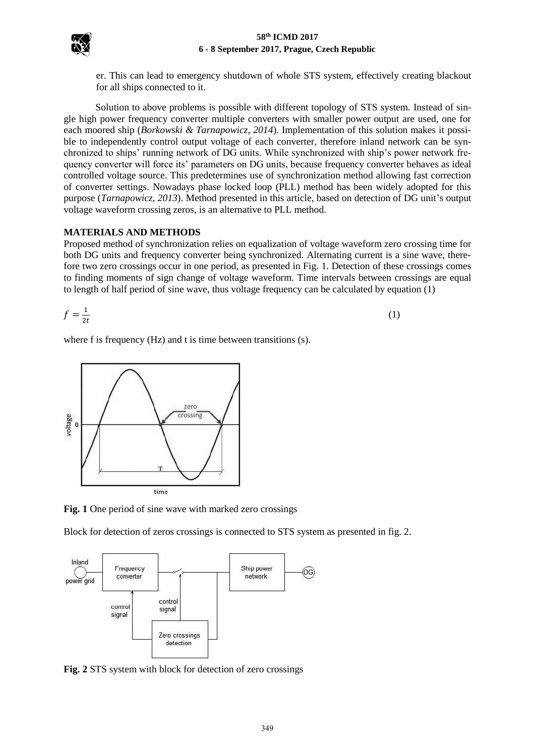er. This can lead to emergency shutdown of whole STS system, effectively creating blackout for all ships connected to it.

Solution to above problems is possible with different topology of STS system. Instead of single high power frequency converter multiple converters with smaller power output are used, one for each moored ship (*Borkowski & Tarnapowicz, 2014*). Implementation of this solution makes it possible to independently control output voltage of each converter, therefore inland network can be synchronized to ships' running network of DG units. While synchronized with ship's power network frequency converter will force its' parameters on DG units, because frequency converter behaves as ideal controlled voltage source. This predetermines use of synchronization method allowing fast correction of converter settings. Nowadays phase locked loop (PLL) method has been widely adopted for this purpose (*Tarnapowicz, 2013*). Method presented in this article, based on detection of DG unit's output voltage waveform crossing zeros, is an alternative to PLL method.

## MATERIALS AND METHODS

Proposed method of synchronization relies on equalization of voltage waveform zero crossing time for both DG units and frequency converter being synchronized. Alternating current is a sine wave, therefore two zero crossings occur in one period, as presented in Fig. 1. Detection of these crossings comes to finding moments of sign change of voltage waveform. Time intervals between crossings are equal to length of half period of sine wave, thus voltage frequency can be calculated by equation (1)

$$f = \frac{1}{2t} \quad (1)$$

where f is frequency (Hz) and t is time between transitions (s).

**Fig. 1** One period of sine wave with marked zero crossings

Block for detection of zeros crossings is connected to STS system as presented in fig. 2.

**Fig. 2** STS system with block for detection of zero crossings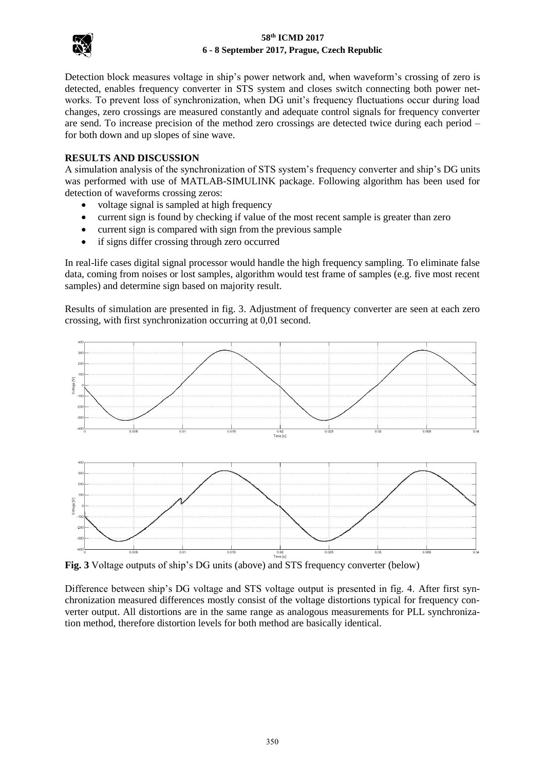Detection block measures voltage in ship's power network and, when waveform's crossing of zero is detected, enables frequency converter in STS system and closes switch connecting both power networks. To prevent loss of synchronization, when DG unit's frequency fluctuations occur during load changes, zero crossings are measured constantly and adequate control signals for frequency converter are send. To increase precision of the method zero crossings are detected twice during each period – for both down and up slopes of sine wave.

## RESULTS AND DISCUSSION

A simulation analysis of the synchronization of STS system's frequency converter and ship's DG units was performed with use of MATLAB-SIMULINK package. Following algorithm has been used for detection of waveforms crossing zeros:

- voltage signal is sampled at high frequency
- current sign is found by checking if value of the most recent sample is greater than zero
- current sign is compared with sign from the previous sample
- if signs differ crossing through zero occurred

In real-life cases digital signal processor would handle the high frequency sampling. To eliminate false data, coming from noises or lost samples, algorithm would test frame of samples (e.g. five most recent samples) and determine sign based on majority result.

Results of simulation are presented in fig. 3. Adjustment of frequency converter are seen at each zero crossing, with first synchronization occurring at 0,01 second.

**Fig. 3** Voltage outputs of ship's DG units (above) and STS frequency converter (below)

Difference between ship's DG voltage and STS voltage output is presented in fig. 4. After first synchronization measured differences mostly consist of the voltage distortions typical for frequency converter output. All distortions are in the same range as analogous measurements for PLL synchronization method, therefore distortion levels for both method are basically identical.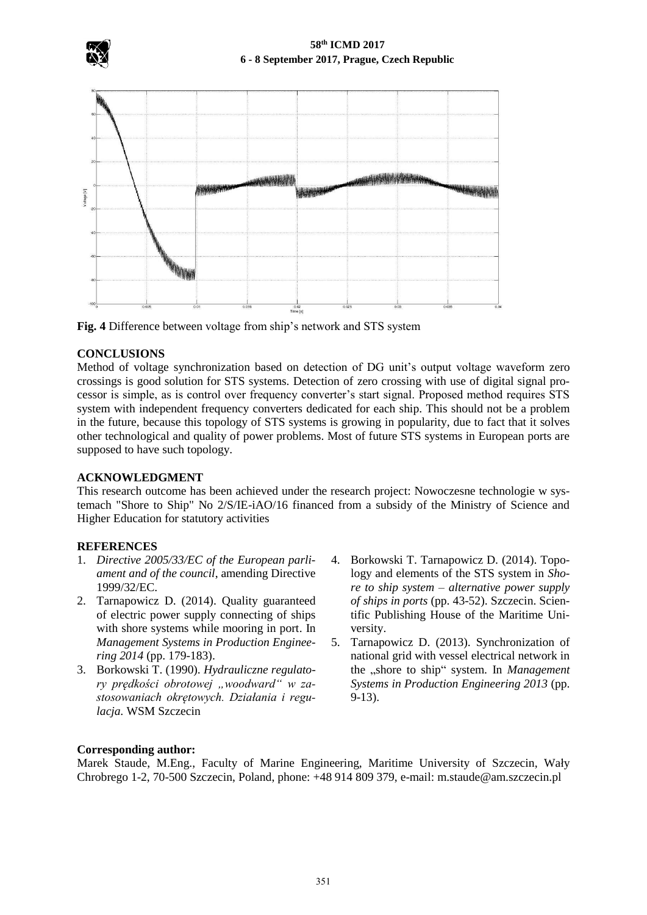80
60
40
20
0
-20
-40
-60
-80
-100
Voltage [V]
0
0.005
0.01
0.015
0.02
0.025
0.03
0.035
0.04
Time [s]

**Fig. 4** Difference between voltage from ship's network and STS system

## CONCLUSIONS

Method of voltage synchronization based on detection of DG unit's output voltage waveform zero crossings is good solution for STS systems. Detection of zero crossing with use of digital signal processor is simple, as is control over frequency converter's start signal. Proposed method requires STS system with independent frequency converters dedicated for each ship. This should not be a problem in the future, because this topology of STS systems is growing in popularity, due to fact that it solves other technological and quality of power problems. Most of future STS systems in European ports are supposed to have such topology.

## ACKNOWLEDGMENT

This research outcome has been achieved under the research project: Nowoczesne technologie w systemach "Shore to Ship" No 2/S/IE-iAO/16 financed from a subsidy of the Ministry of Science and Higher Education for statutory activities

## REFERENCES

1. *Directive 2005/33/EC of the European parliament and of the council*, amending Directive 1999/32/EC.
2. Tarnapowicz D. (2014). Quality guaranteed of electric power supply connecting of ships with shore systems while mooring in port. In *Management Systems in Production Engineering 2014* (pp. 179-183).
3. Borkowski T. (1990). *Hydrauliczne regulatory prędkości obrotowej „woodward" w zastosowaniach okrętowych. Działania i regulacja.* WSM Szczecin
4. Borkowski T. Tarnapowicz D. (2014). Topology and elements of the STS system in *Shore to ship system – alternative power supply of ships in ports* (pp. 43-52). Szczecin. Scientific Publishing House of the Maritime University.
5. Tarnapowicz D. (2013). Synchronization of national grid with vessel electrical network in the „shore to ship" system. In *Management Systems in Production Engineering 2013* (pp. 9-13).

**Corresponding author:**

Marek Staude, M.Eng., Faculty of Marine Engineering, Maritime University of Szczecin, Wały Chrobrego 1-2, 70-500 Szczecin, Poland, phone: +48 914 809 379, e-mail: m.staude@am.szczecin.pl